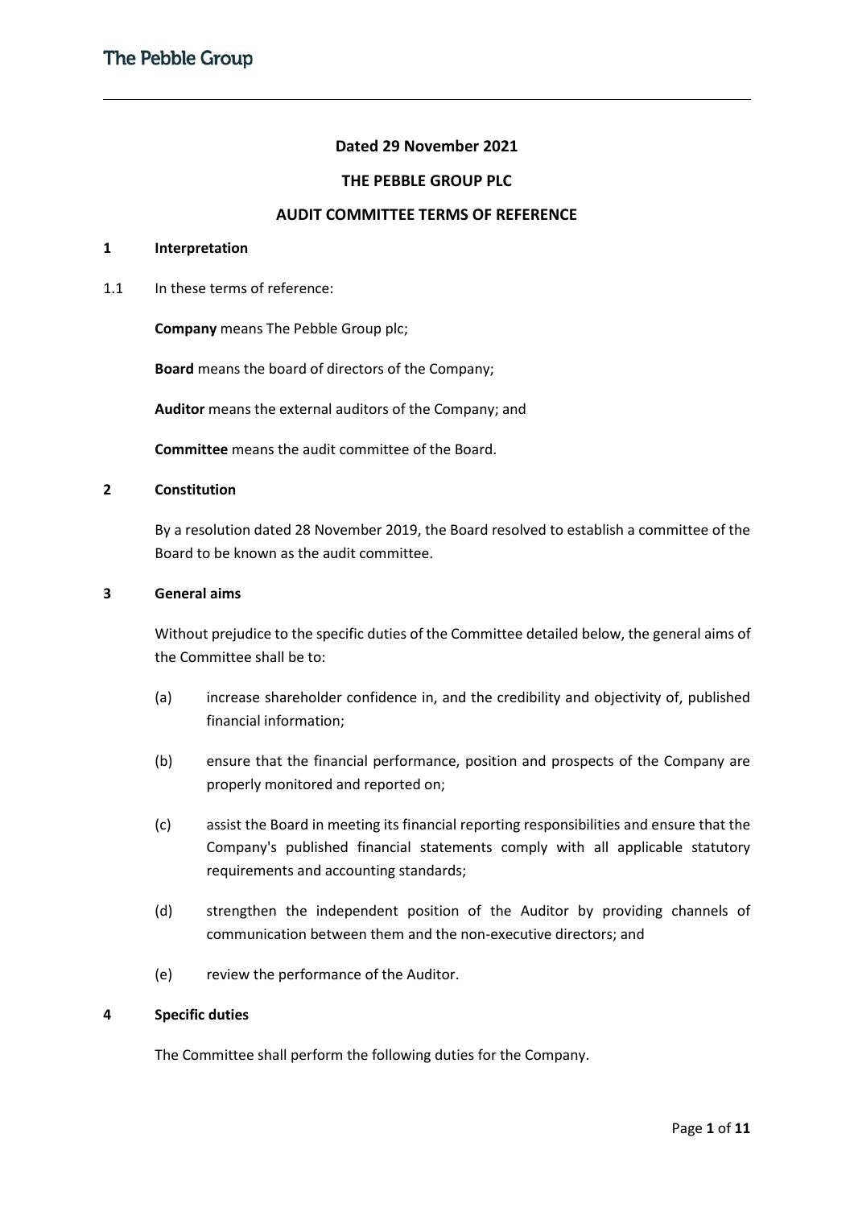**Dated 29 November 2021**

**THE PEBBLE GROUP PLC**

**AUDIT COMMITTEE TERMS OF REFERENCE**

## 1 Interpretation

1.1 In these terms of reference:

**Company** means The Pebble Group plc;

**Board** means the board of directors of the Company;

**Auditor** means the external auditors of the Company; and

**Committee** means the audit committee of the Board.

## 2 Constitution

By a resolution dated 28 November 2019, the Board resolved to establish a committee of the Board to be known as the audit committee.

## 3 General aims

Without prejudice to the specific duties of the Committee detailed below, the general aims of the Committee shall be to:

(a) increase shareholder confidence in, and the credibility and objectivity of, published financial information;

(b) ensure that the financial performance, position and prospects of the Company are properly monitored and reported on;

(c) assist the Board in meeting its financial reporting responsibilities and ensure that the Company's published financial statements comply with all applicable statutory requirements and accounting standards;

(d) strengthen the independent position of the Auditor by providing channels of communication between them and the non-executive directors; and

(e) review the performance of the Auditor.

## 4 Specific duties

The Committee shall perform the following duties for the Company.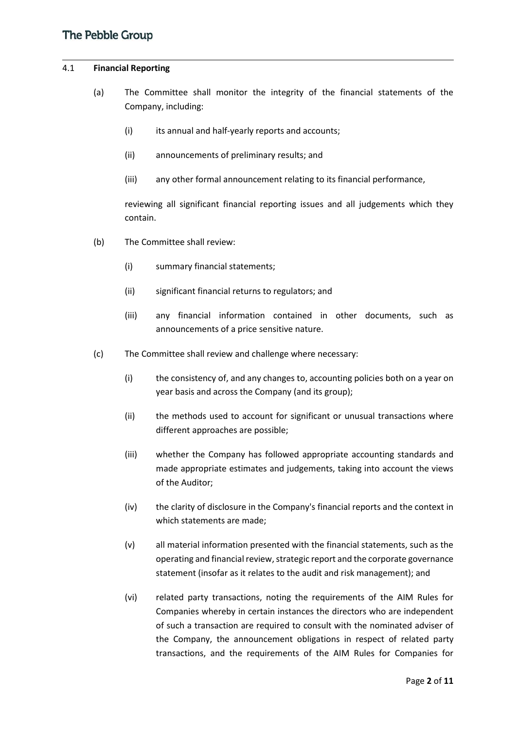## 4.1 Financial Reporting

(a) The Committee shall monitor the integrity of the financial statements of the Company, including:

(i) its annual and half-yearly reports and accounts;

(ii) announcements of preliminary results; and

(iii) any other formal announcement relating to its financial performance,

reviewing all significant financial reporting issues and all judgements which they contain.

(b) The Committee shall review:

(i) summary financial statements;

(ii) significant financial returns to regulators; and

(iii) any financial information contained in other documents, such as announcements of a price sensitive nature.

(c) The Committee shall review and challenge where necessary:

(i) the consistency of, and any changes to, accounting policies both on a year on year basis and across the Company (and its group);

(ii) the methods used to account for significant or unusual transactions where different approaches are possible;

(iii) whether the Company has followed appropriate accounting standards and made appropriate estimates and judgements, taking into account the views of the Auditor;

(iv) the clarity of disclosure in the Company's financial reports and the context in which statements are made;

(v) all material information presented with the financial statements, such as the operating and financial review, strategic report and the corporate governance statement (insofar as it relates to the audit and risk management); and

(vi) related party transactions, noting the requirements of the AIM Rules for Companies whereby in certain instances the directors who are independent of such a transaction are required to consult with the nominated adviser of the Company, the announcement obligations in respect of related party transactions, and the requirements of the AIM Rules for Companies for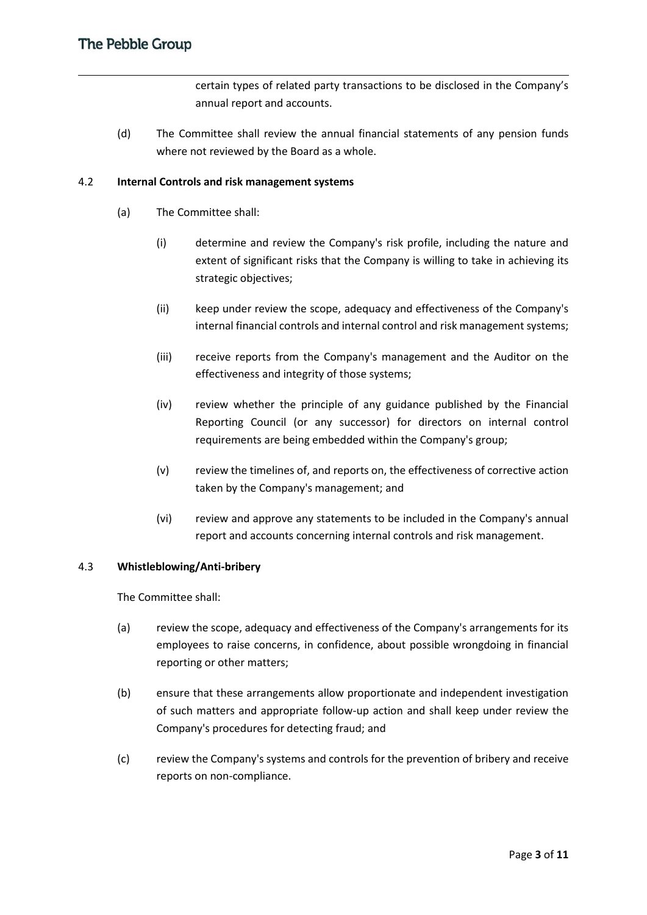certain types of related party transactions to be disclosed in the Company's annual report and accounts.

(d) The Committee shall review the annual financial statements of any pension funds where not reviewed by the Board as a whole.

4.2 **Internal Controls and risk management systems**

(a) The Committee shall:

(i) determine and review the Company's risk profile, including the nature and extent of significant risks that the Company is willing to take in achieving its strategic objectives;

(ii) keep under review the scope, adequacy and effectiveness of the Company's internal financial controls and internal control and risk management systems;

(iii) receive reports from the Company's management and the Auditor on the effectiveness and integrity of those systems;

(iv) review whether the principle of any guidance published by the Financial Reporting Council (or any successor) for directors on internal control requirements are being embedded within the Company's group;

(v) review the timelines of, and reports on, the effectiveness of corrective action taken by the Company's management; and

(vi) review and approve any statements to be included in the Company's annual report and accounts concerning internal controls and risk management.

4.3 **Whistleblowing/Anti-bribery**

The Committee shall:

(a) review the scope, adequacy and effectiveness of the Company's arrangements for its employees to raise concerns, in confidence, about possible wrongdoing in financial reporting or other matters;

(b) ensure that these arrangements allow proportionate and independent investigation of such matters and appropriate follow-up action and shall keep under review the Company's procedures for detecting fraud; and

(c) review the Company's systems and controls for the prevention of bribery and receive reports on non-compliance.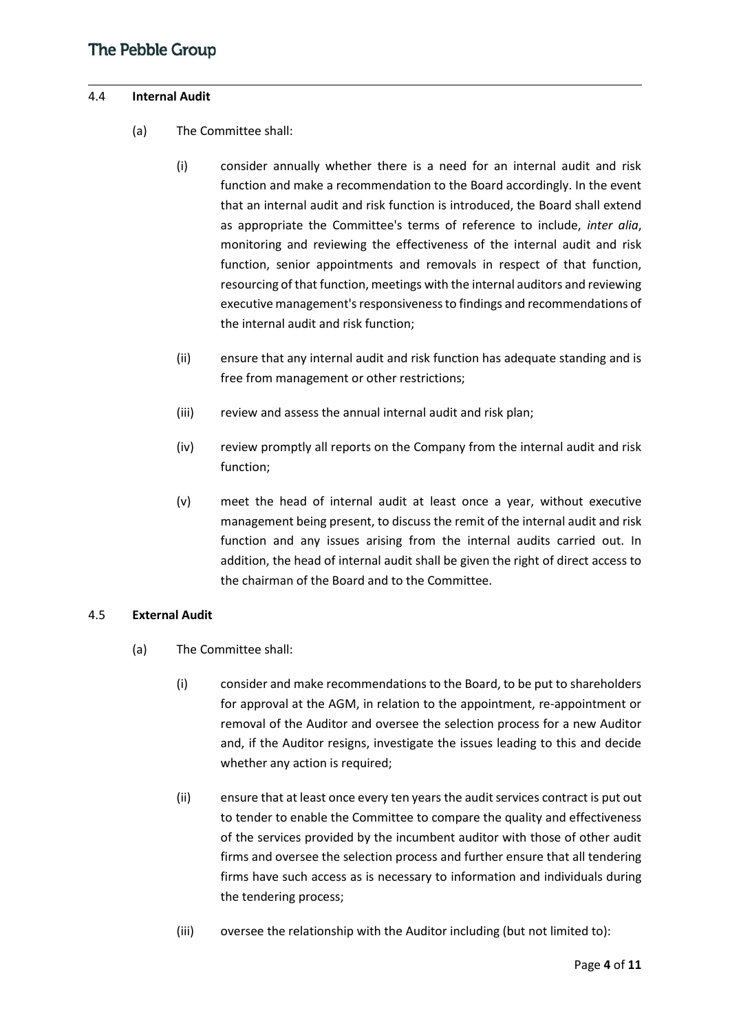### 4.4 **Internal Audit**

(a) The Committee shall:

(i) consider annually whether there is a need for an internal audit and risk function and make a recommendation to the Board accordingly. In the event that an internal audit and risk function is introduced, the Board shall extend as appropriate the Committee's terms of reference to include, *inter alia*, monitoring and reviewing the effectiveness of the internal audit and risk function, senior appointments and removals in respect of that function, resourcing of that function, meetings with the internal auditors and reviewing executive management's responsiveness to findings and recommendations of the internal audit and risk function;

(ii) ensure that any internal audit and risk function has adequate standing and is free from management or other restrictions;

(iii) review and assess the annual internal audit and risk plan;

(iv) review promptly all reports on the Company from the internal audit and risk function;

(v) meet the head of internal audit at least once a year, without executive management being present, to discuss the remit of the internal audit and risk function and any issues arising from the internal audits carried out. In addition, the head of internal audit shall be given the right of direct access to the chairman of the Board and to the Committee.

### 4.5 **External Audit**

(a) The Committee shall:

(i) consider and make recommendations to the Board, to be put to shareholders for approval at the AGM, in relation to the appointment, re-appointment or removal of the Auditor and oversee the selection process for a new Auditor and, if the Auditor resigns, investigate the issues leading to this and decide whether any action is required;

(ii) ensure that at least once every ten years the audit services contract is put out to tender to enable the Committee to compare the quality and effectiveness of the services provided by the incumbent auditor with those of other audit firms and oversee the selection process and further ensure that all tendering firms have such access as is necessary to information and individuals during the tendering process;

(iii) oversee the relationship with the Auditor including (but not limited to):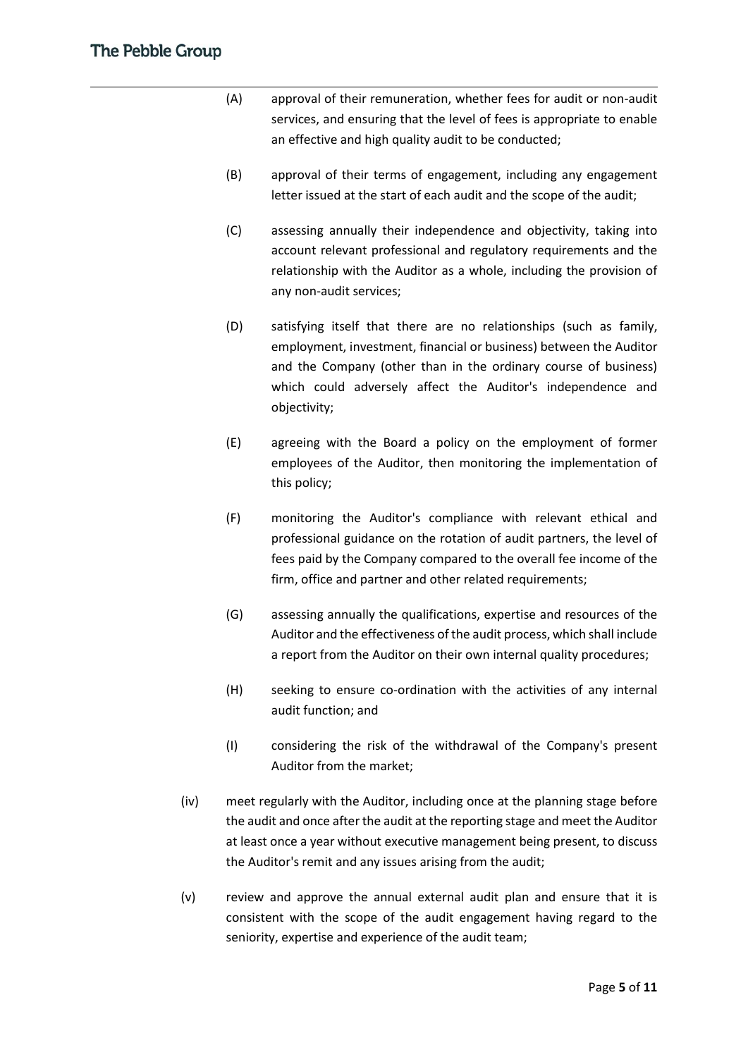(A) approval of their remuneration, whether fees for audit or non-audit services, and ensuring that the level of fees is appropriate to enable an effective and high quality audit to be conducted;

(B) approval of their terms of engagement, including any engagement letter issued at the start of each audit and the scope of the audit;

(C) assessing annually their independence and objectivity, taking into account relevant professional and regulatory requirements and the relationship with the Auditor as a whole, including the provision of any non-audit services;

(D) satisfying itself that there are no relationships (such as family, employment, investment, financial or business) between the Auditor and the Company (other than in the ordinary course of business) which could adversely affect the Auditor's independence and objectivity;

(E) agreeing with the Board a policy on the employment of former employees of the Auditor, then monitoring the implementation of this policy;

(F) monitoring the Auditor's compliance with relevant ethical and professional guidance on the rotation of audit partners, the level of fees paid by the Company compared to the overall fee income of the firm, office and partner and other related requirements;

(G) assessing annually the qualifications, expertise and resources of the Auditor and the effectiveness of the audit process, which shall include a report from the Auditor on their own internal quality procedures;

(H) seeking to ensure co-ordination with the activities of any internal audit function; and

(I) considering the risk of the withdrawal of the Company's present Auditor from the market;

(iv) meet regularly with the Auditor, including once at the planning stage before the audit and once after the audit at the reporting stage and meet the Auditor at least once a year without executive management being present, to discuss the Auditor's remit and any issues arising from the audit;

(v) review and approve the annual external audit plan and ensure that it is consistent with the scope of the audit engagement having regard to the seniority, expertise and experience of the audit team;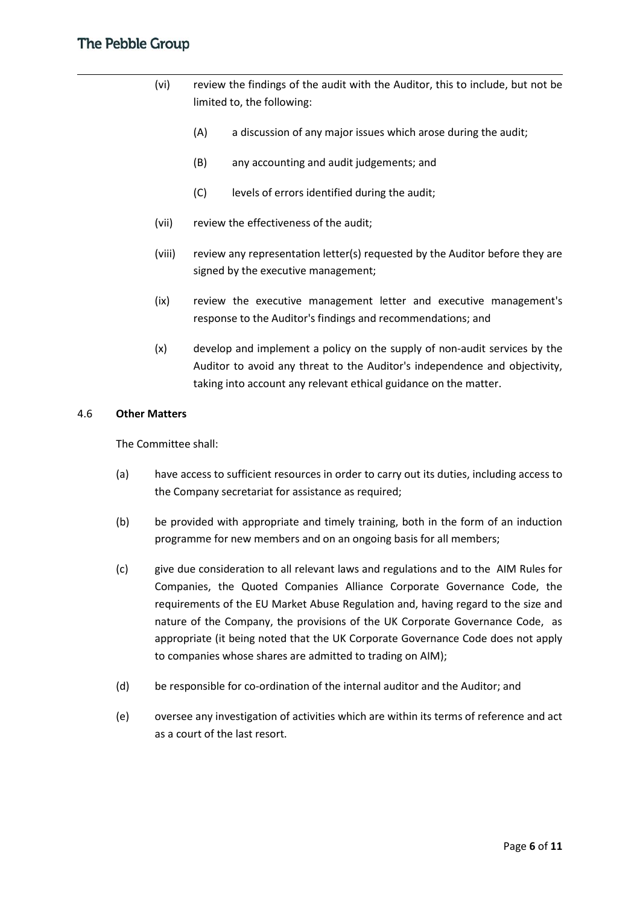(vi) review the findings of the audit with the Auditor, this to include, but not be limited to, the following:

(A) a discussion of any major issues which arose during the audit;

(B) any accounting and audit judgements; and

(C) levels of errors identified during the audit;

(vii) review the effectiveness of the audit;

(viii) review any representation letter(s) requested by the Auditor before they are signed by the executive management;

(ix) review the executive management letter and executive management's response to the Auditor's findings and recommendations; and

(x) develop and implement a policy on the supply of non-audit services by the Auditor to avoid any threat to the Auditor's independence and objectivity, taking into account any relevant ethical guidance on the matter.

4.6 **Other Matters**

The Committee shall:

(a) have access to sufficient resources in order to carry out its duties, including access to the Company secretariat for assistance as required;

(b) be provided with appropriate and timely training, both in the form of an induction programme for new members and on an ongoing basis for all members;

(c) give due consideration to all relevant laws and regulations and to the AIM Rules for Companies, the Quoted Companies Alliance Corporate Governance Code, the requirements of the EU Market Abuse Regulation and, having regard to the size and nature of the Company, the provisions of the UK Corporate Governance Code, as appropriate (it being noted that the UK Corporate Governance Code does not apply to companies whose shares are admitted to trading on AIM);

(d) be responsible for co-ordination of the internal auditor and the Auditor; and

(e) oversee any investigation of activities which are within its terms of reference and act as a court of the last resort.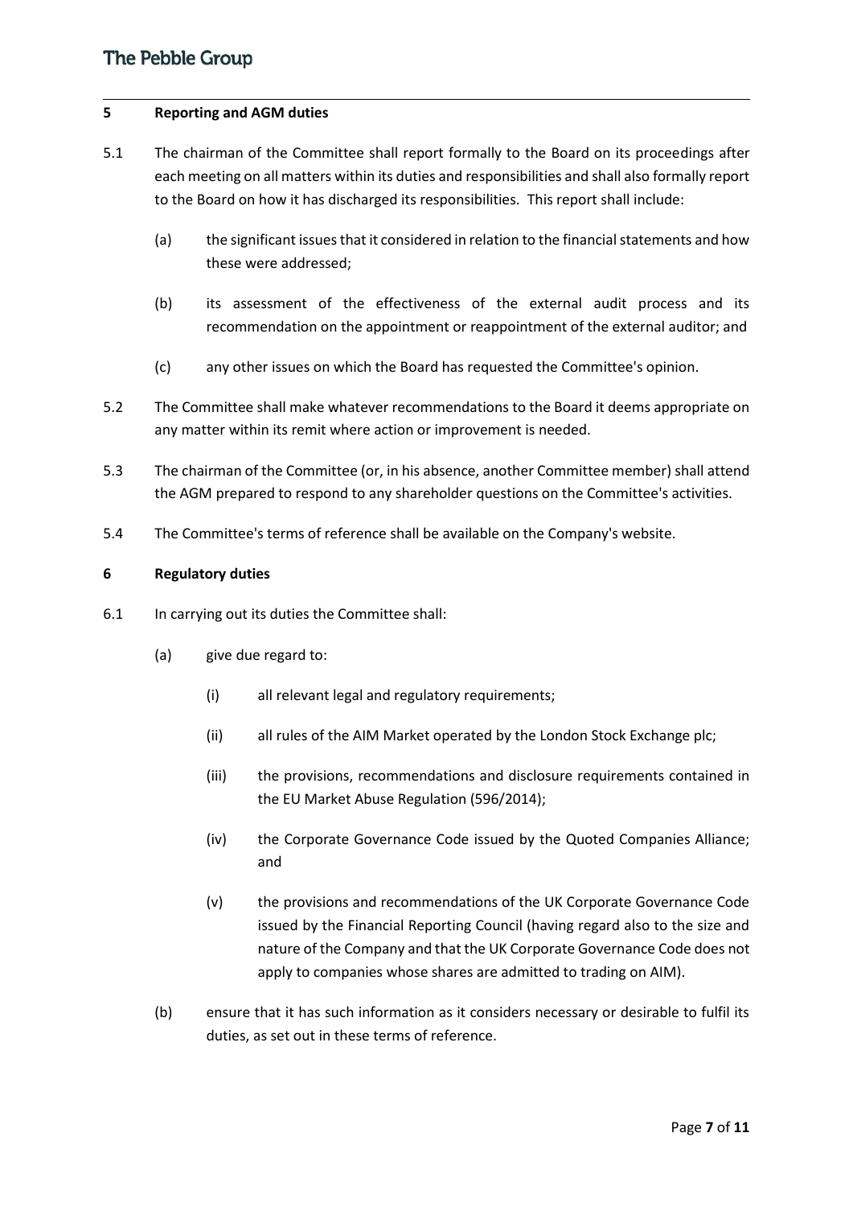## 5 Reporting and AGM duties

5.1 The chairman of the Committee shall report formally to the Board on its proceedings after each meeting on all matters within its duties and responsibilities and shall also formally report to the Board on how it has discharged its responsibilities. This report shall include:

(a) the significant issues that it considered in relation to the financial statements and how these were addressed;

(b) its assessment of the effectiveness of the external audit process and its recommendation on the appointment or reappointment of the external auditor; and

(c) any other issues on which the Board has requested the Committee's opinion.

5.2 The Committee shall make whatever recommendations to the Board it deems appropriate on any matter within its remit where action or improvement is needed.

5.3 The chairman of the Committee (or, in his absence, another Committee member) shall attend the AGM prepared to respond to any shareholder questions on the Committee's activities.

5.4 The Committee's terms of reference shall be available on the Company's website.

## 6 Regulatory duties

6.1 In carrying out its duties the Committee shall:

(a) give due regard to:

(i) all relevant legal and regulatory requirements;

(ii) all rules of the AIM Market operated by the London Stock Exchange plc;

(iii) the provisions, recommendations and disclosure requirements contained in the EU Market Abuse Regulation (596/2014);

(iv) the Corporate Governance Code issued by the Quoted Companies Alliance; and

(v) the provisions and recommendations of the UK Corporate Governance Code issued by the Financial Reporting Council (having regard also to the size and nature of the Company and that the UK Corporate Governance Code does not apply to companies whose shares are admitted to trading on AIM).

(b) ensure that it has such information as it considers necessary or desirable to fulfil its duties, as set out in these terms of reference.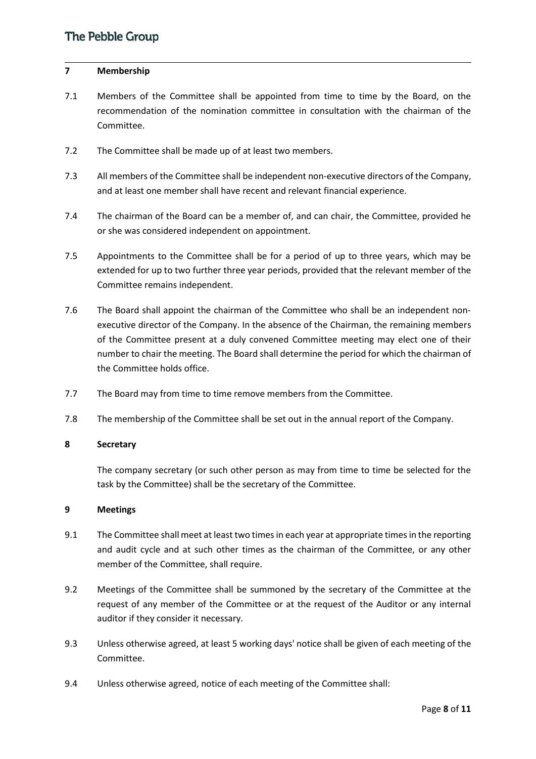## 7 Membership

7.1 Members of the Committee shall be appointed from time to time by the Board, on the recommendation of the nomination committee in consultation with the chairman of the Committee.

7.2 The Committee shall be made up of at least two members.

7.3 All members of the Committee shall be independent non-executive directors of the Company, and at least one member shall have recent and relevant financial experience.

7.4 The chairman of the Board can be a member of, and can chair, the Committee, provided he or she was considered independent on appointment.

7.5 Appointments to the Committee shall be for a period of up to three years, which may be extended for up to two further three year periods, provided that the relevant member of the Committee remains independent.

7.6 The Board shall appoint the chairman of the Committee who shall be an independent non-executive director of the Company. In the absence of the Chairman, the remaining members of the Committee present at a duly convened Committee meeting may elect one of their number to chair the meeting. The Board shall determine the period for which the chairman of the Committee holds office.

7.7 The Board may from time to time remove members from the Committee.

7.8 The membership of the Committee shall be set out in the annual report of the Company.

## 8 Secretary

The company secretary (or such other person as may from time to time be selected for the task by the Committee) shall be the secretary of the Committee.

## 9 Meetings

9.1 The Committee shall meet at least two times in each year at appropriate times in the reporting and audit cycle and at such other times as the chairman of the Committee, or any other member of the Committee, shall require.

9.2 Meetings of the Committee shall be summoned by the secretary of the Committee at the request of any member of the Committee or at the request of the Auditor or any internal auditor if they consider it necessary.

9.3 Unless otherwise agreed, at least 5 working days' notice shall be given of each meeting of the Committee.

9.4 Unless otherwise agreed, notice of each meeting of the Committee shall: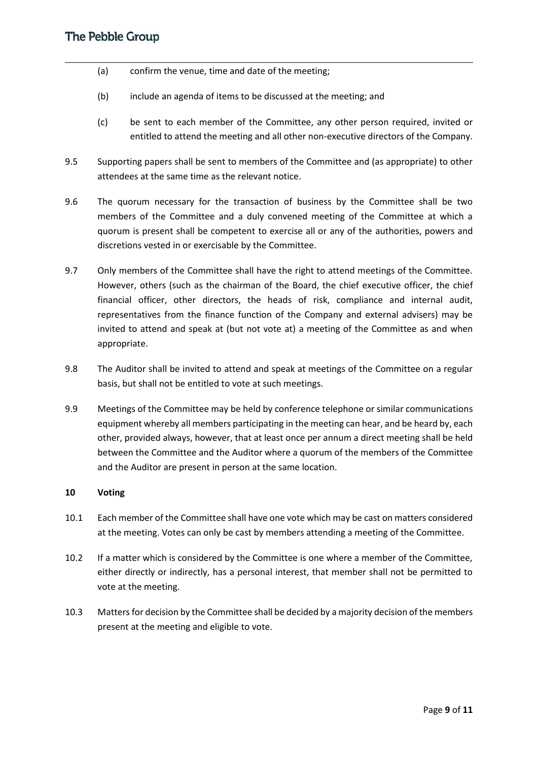(a) confirm the venue, time and date of the meeting;

(b) include an agenda of items to be discussed at the meeting; and

(c) be sent to each member of the Committee, any other person required, invited or entitled to attend the meeting and all other non-executive directors of the Company.

9.5 Supporting papers shall be sent to members of the Committee and (as appropriate) to other attendees at the same time as the relevant notice.

9.6 The quorum necessary for the transaction of business by the Committee shall be two members of the Committee and a duly convened meeting of the Committee at which a quorum is present shall be competent to exercise all or any of the authorities, powers and discretions vested in or exercisable by the Committee.

9.7 Only members of the Committee shall have the right to attend meetings of the Committee. However, others (such as the chairman of the Board, the chief executive officer, the chief financial officer, other directors, the heads of risk, compliance and internal audit, representatives from the finance function of the Company and external advisers) may be invited to attend and speak at (but not vote at) a meeting of the Committee as and when appropriate.

9.8 The Auditor shall be invited to attend and speak at meetings of the Committee on a regular basis, but shall not be entitled to vote at such meetings.

9.9 Meetings of the Committee may be held by conference telephone or similar communications equipment whereby all members participating in the meeting can hear, and be heard by, each other, provided always, however, that at least once per annum a direct meeting shall be held between the Committee and the Auditor where a quorum of the members of the Committee and the Auditor are present in person at the same location.

## 10 Voting

10.1 Each member of the Committee shall have one vote which may be cast on matters considered at the meeting. Votes can only be cast by members attending a meeting of the Committee.

10.2 If a matter which is considered by the Committee is one where a member of the Committee, either directly or indirectly, has a personal interest, that member shall not be permitted to vote at the meeting.

10.3 Matters for decision by the Committee shall be decided by a majority decision of the members present at the meeting and eligible to vote.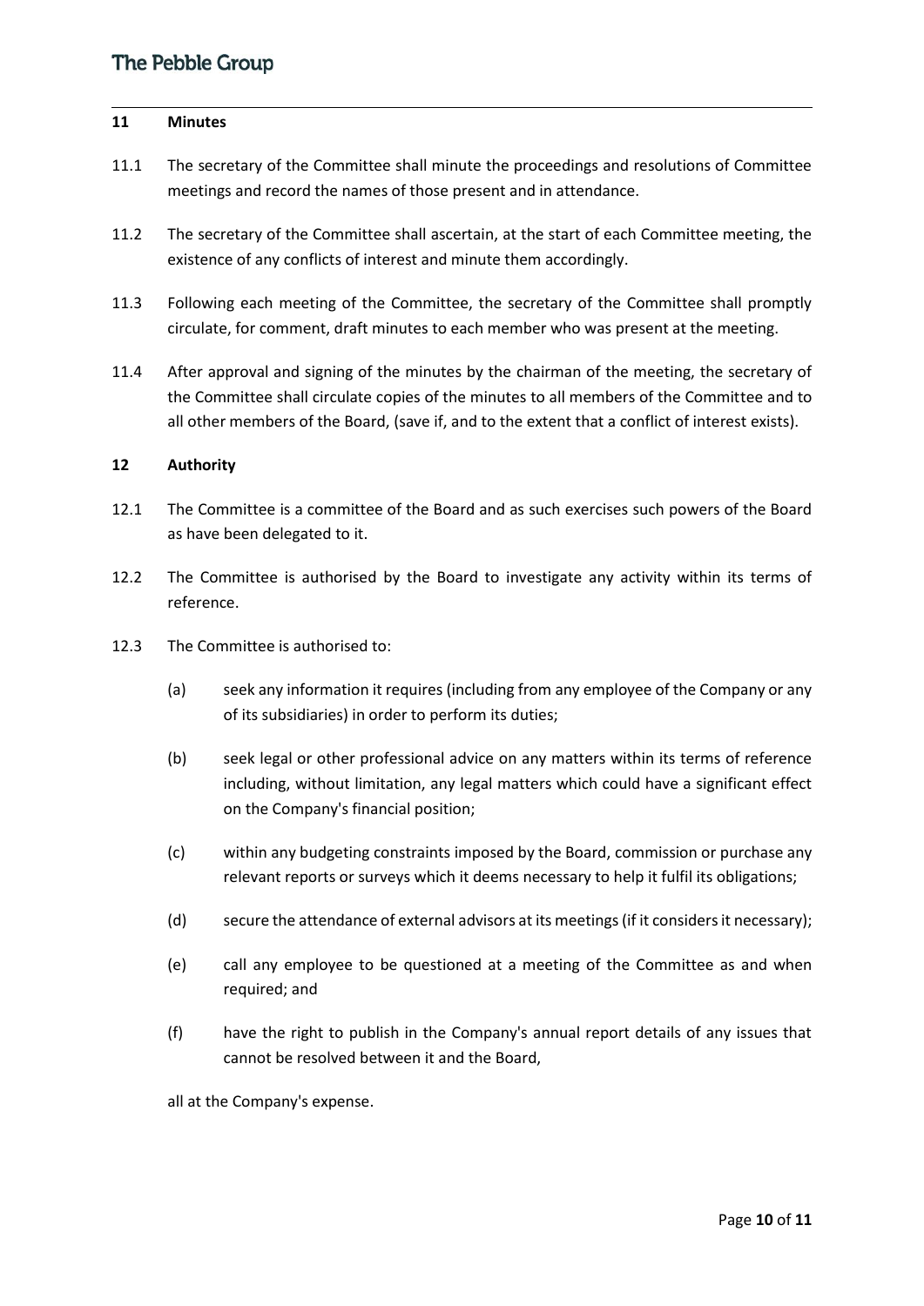## 11 Minutes

11.1 The secretary of the Committee shall minute the proceedings and resolutions of Committee meetings and record the names of those present and in attendance.

11.2 The secretary of the Committee shall ascertain, at the start of each Committee meeting, the existence of any conflicts of interest and minute them accordingly.

11.3 Following each meeting of the Committee, the secretary of the Committee shall promptly circulate, for comment, draft minutes to each member who was present at the meeting.

11.4 After approval and signing of the minutes by the chairman of the meeting, the secretary of the Committee shall circulate copies of the minutes to all members of the Committee and to all other members of the Board, (save if, and to the extent that a conflict of interest exists).

## 12 Authority

12.1 The Committee is a committee of the Board and as such exercises such powers of the Board as have been delegated to it.

12.2 The Committee is authorised by the Board to investigate any activity within its terms of reference.

12.3 The Committee is authorised to:

(a) seek any information it requires (including from any employee of the Company or any of its subsidiaries) in order to perform its duties;

(b) seek legal or other professional advice on any matters within its terms of reference including, without limitation, any legal matters which could have a significant effect on the Company's financial position;

(c) within any budgeting constraints imposed by the Board, commission or purchase any relevant reports or surveys which it deems necessary to help it fulfil its obligations;

(d) secure the attendance of external advisors at its meetings (if it considers it necessary);

(e) call any employee to be questioned at a meeting of the Committee as and when required; and

(f) have the right to publish in the Company's annual report details of any issues that cannot be resolved between it and the Board,

all at the Company's expense.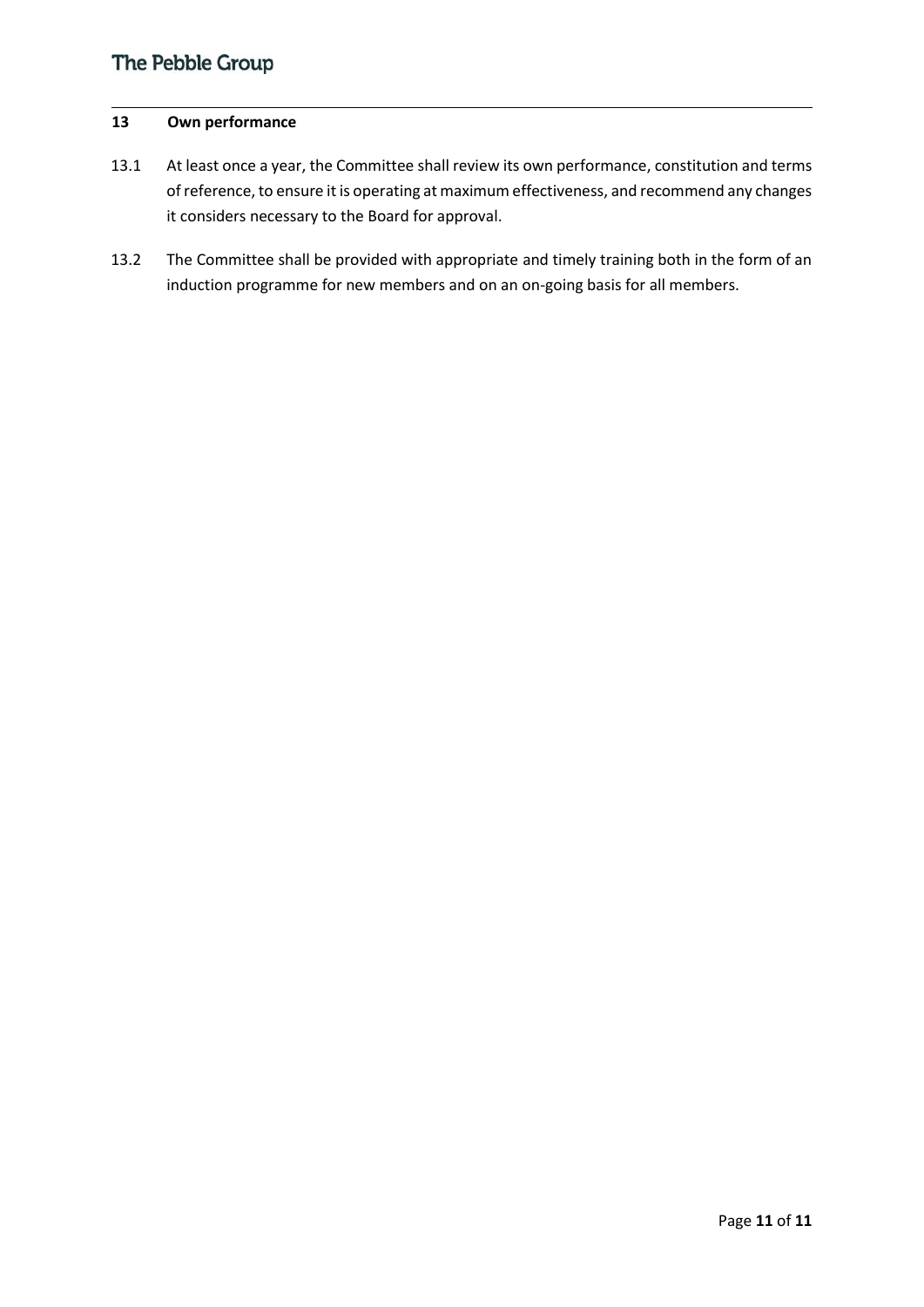## 13 Own performance

13.1 At least once a year, the Committee shall review its own performance, constitution and terms of reference, to ensure it is operating at maximum effectiveness, and recommend any changes it considers necessary to the Board for approval.

13.2 The Committee shall be provided with appropriate and timely training both in the form of an induction programme for new members and on an on-going basis for all members.